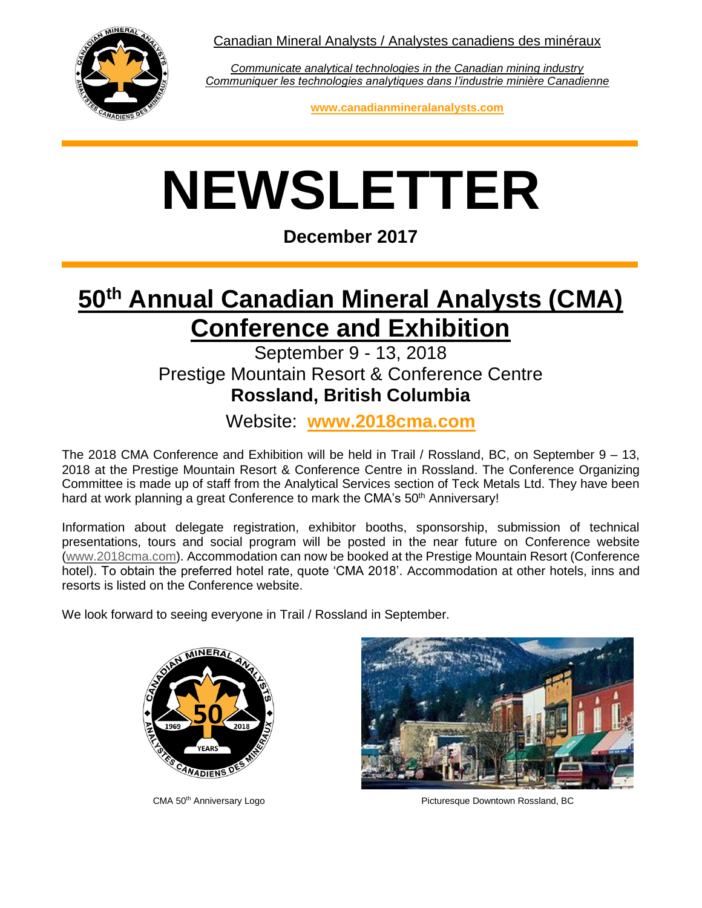Canadian Mineral Analysts / Analystes canadiens des minéraux

*Communicate analytical technologies in the Canadian mining industry*
*Communiquer les technologies analytiques dans l'industrie minière Canadienne*

**www.canadianmineralanalysts.com**

# NEWSLETTER

**December 2017**

# 50th Annual Canadian Mineral Analysts (CMA) Conference and Exhibition

September 9 - 13, 2018
Prestige Mountain Resort & Conference Centre
**Rossland, British Columbia**

Website: **www.2018cma.com**

The 2018 CMA Conference and Exhibition will be held in Trail / Rossland, BC, on September 9 – 13, 2018 at the Prestige Mountain Resort & Conference Centre in Rossland. The Conference Organizing Committee is made up of staff from the Analytical Services section of Teck Metals Ltd. They have been hard at work planning a great Conference to mark the CMA's 50th Anniversary!

Information about delegate registration, exhibitor booths, sponsorship, submission of technical presentations, tours and social program will be posted in the near future on Conference website (www.2018cma.com). Accommodation can now be booked at the Prestige Mountain Resort (Conference hotel). To obtain the preferred hotel rate, quote 'CMA 2018'. Accommodation at other hotels, inns and resorts is listed on the Conference website.

We look forward to seeing everyone in Trail / Rossland in September.

CMA 50th Anniversary Logo

Picturesque Downtown Rossland, BC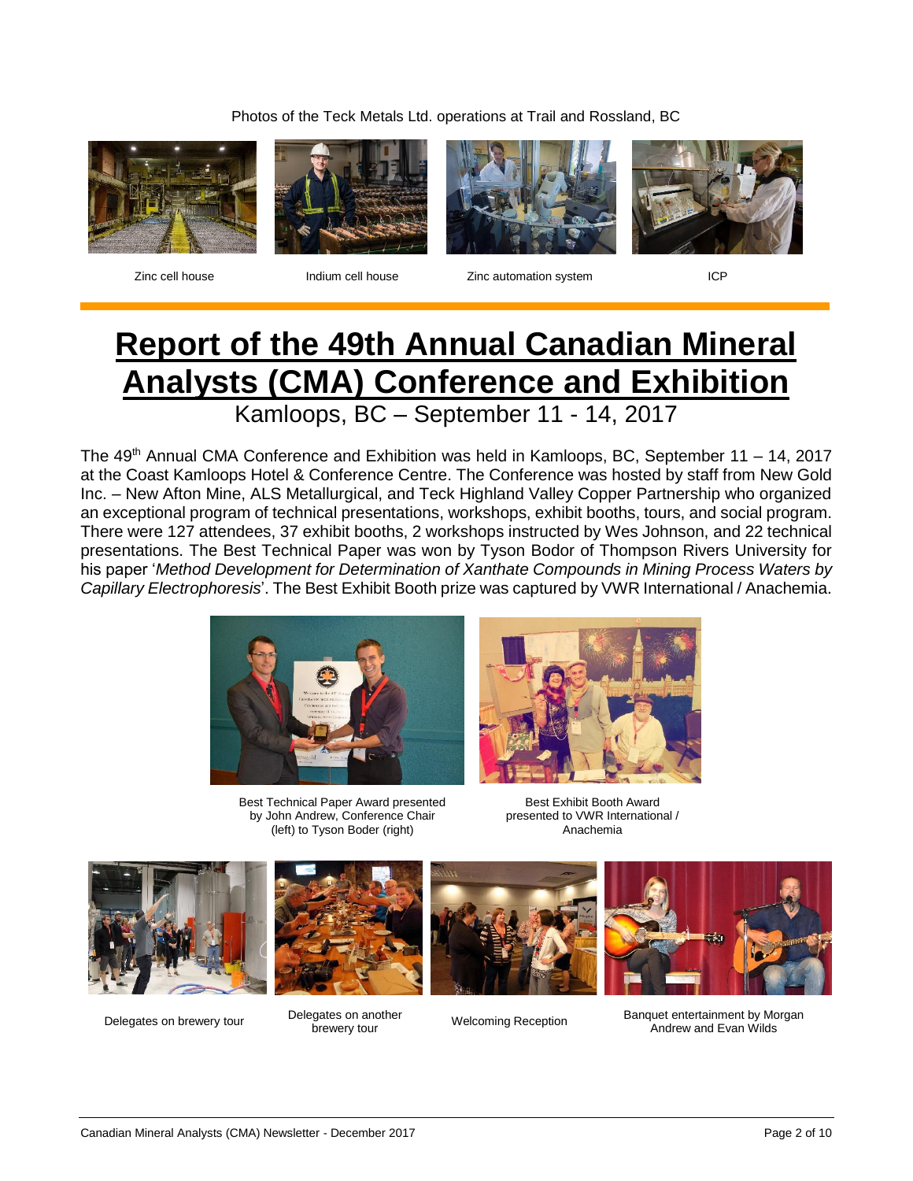Photos of the Teck Metals Ltd. operations at Trail and Rossland, BC

Zinc cell house

Indium cell house

Zinc automation system

ICP

# Report of the 49th Annual Canadian Mineral Analysts (CMA) Conference and Exhibition

## Kamloops, BC – September 11 - 14, 2017

The 49th Annual CMA Conference and Exhibition was held in Kamloops, BC, September 11 – 14, 2017 at the Coast Kamloops Hotel & Conference Centre. The Conference was hosted by staff from New Gold Inc. – New Afton Mine, ALS Metallurgical, and Teck Highland Valley Copper Partnership who organized an exceptional program of technical presentations, workshops, exhibit booths, tours, and social program. There were 127 attendees, 37 exhibit booths, 2 workshops instructed by Wes Johnson, and 22 technical presentations. The Best Technical Paper was won by Tyson Bodor of Thompson Rivers University for his paper '*Method Development for Determination of Xanthate Compounds in Mining Process Waters by Capillary Electrophoresis*'. The Best Exhibit Booth prize was captured by VWR International / Anachemia.

Best Technical Paper Award presented by John Andrew, Conference Chair (left) to Tyson Boder (right)

Best Exhibit Booth Award presented to VWR International / Anachemia

Delegates on brewery tour

Delegates on another brewery tour

Welcoming Reception

Banquet entertainment by Morgan Andrew and Evan Wilds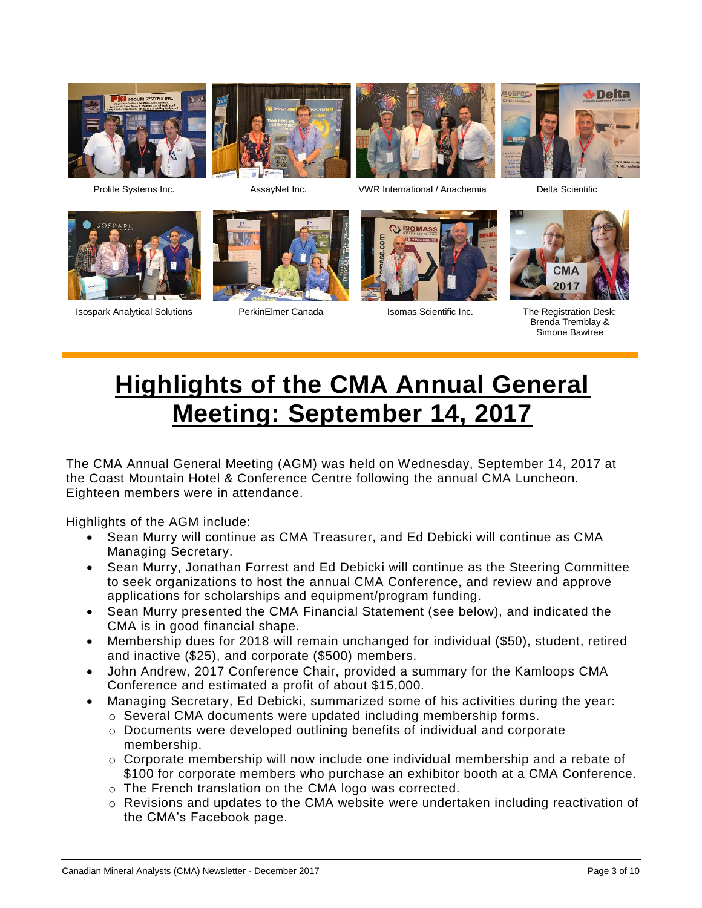Prolite Systems Inc.

AssayNet Inc.

VWR International / Anachemia

Delta Scientific

Isospark Analytical Solutions

PerkinElmer Canada

Isomas Scientific Inc.

The Registration Desk: Brenda Tremblay & Simone Bawtree

# Highlights of the CMA Annual General Meeting: September 14, 2017

The CMA Annual General Meeting (AGM) was held on Wednesday, September 14, 2017 at the Coast Mountain Hotel & Conference Centre following the annual CMA Luncheon. Eighteen members were in attendance.

Highlights of the AGM include:

- Sean Murry will continue as CMA Treasurer, and Ed Debicki will continue as CMA Managing Secretary.
- Sean Murry, Jonathan Forrest and Ed Debicki will continue as the Steering Committee to seek organizations to host the annual CMA Conference, and review and approve applications for scholarships and equipment/program funding.
- Sean Murry presented the CMA Financial Statement (see below), and indicated the CMA is in good financial shape.
- Membership dues for 2018 will remain unchanged for individual ($50), student, retired and inactive ($25), and corporate ($500) members.
- John Andrew, 2017 Conference Chair, provided a summary for the Kamloops CMA Conference and estimated a profit of about $15,000.
- Managing Secretary, Ed Debicki, summarized some of his activities during the year:
  - Several CMA documents were updated including membership forms.
  - Documents were developed outlining benefits of individual and corporate membership.
  - Corporate membership will now include one individual membership and a rebate of $100 for corporate members who purchase an exhibitor booth at a CMA Conference.
  - The French translation on the CMA logo was corrected.
  - Revisions and updates to the CMA website were undertaken including reactivation of the CMA's Facebook page.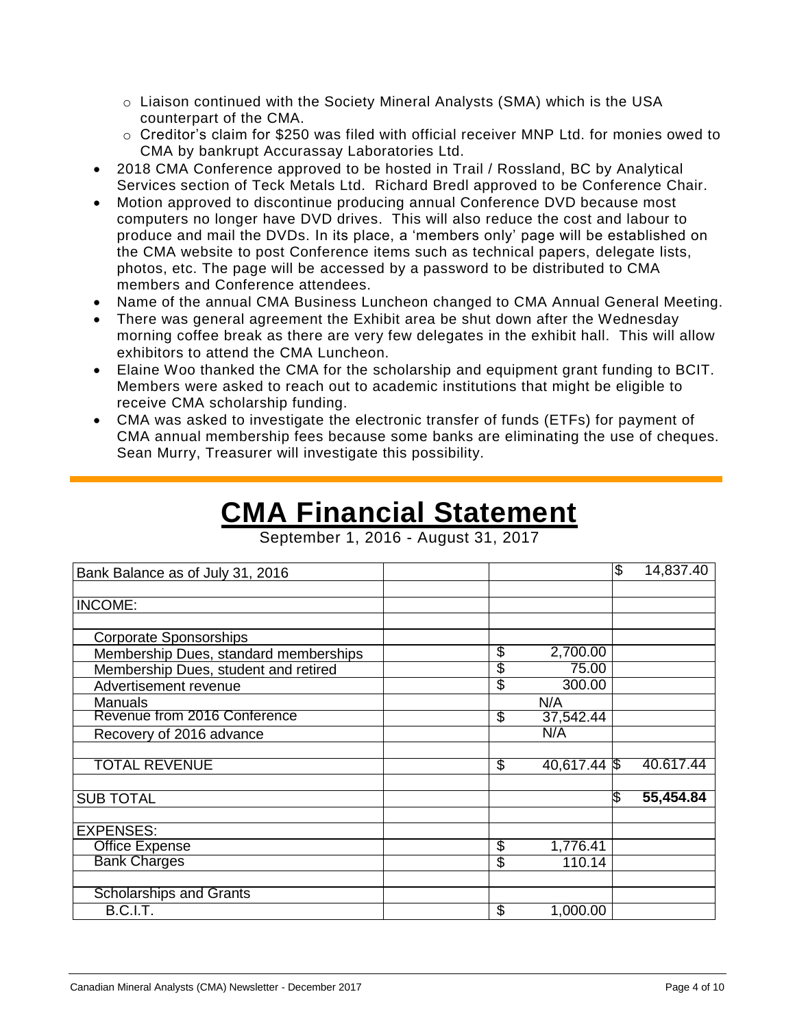- Liaison continued with the Society Mineral Analysts (SMA) which is the USA counterpart of the CMA.
  - Creditor's claim for $250 was filed with official receiver MNP Ltd. for monies owed to CMA by bankrupt Accurassay Laboratories Ltd.
- 2018 CMA Conference approved to be hosted in Trail / Rossland, BC by Analytical Services section of Teck Metals Ltd. Richard Bredl approved to be Conference Chair.
- Motion approved to discontinue producing annual Conference DVD because most computers no longer have DVD drives. This will also reduce the cost and labour to produce and mail the DVDs. In its place, a 'members only' page will be established on the CMA website to post Conference items such as technical papers, delegate lists, photos, etc. The page will be accessed by a password to be distributed to CMA members and Conference attendees.
- Name of the annual CMA Business Luncheon changed to CMA Annual General Meeting.
- There was general agreement the Exhibit area be shut down after the Wednesday morning coffee break as there are very few delegates in the exhibit hall. This will allow exhibitors to attend the CMA Luncheon.
- Elaine Woo thanked the CMA for the scholarship and equipment grant funding to BCIT. Members were asked to reach out to academic institutions that might be eligible to receive CMA scholarship funding.
- CMA was asked to investigate the electronic transfer of funds (ETFs) for payment of CMA annual membership fees because some banks are eliminating the use of cheques. Sean Murry, Treasurer will investigate this possibility.

# CMA Financial Statement

September 1, 2016 - August 31, 2017

| | | | |
|---|---|---|---|
| Bank Balance as of July 31, 2016 | | | $ 14,837.40 |
| | | | |
| INCOME: | | | |
| | | | |
| Corporate Sponsorships | | | |
| Membership Dues, standard memberships | | $ 2,700.00 | |
| Membership Dues, student and retired | | $ 75.00 | |
| Advertisement revenue | | $ 300.00 | |
| Manuals | | N/A | |
| Revenue from 2016 Conference | | $ 37,542.44 | |
| Recovery of 2016 advance | | N/A | |
| | | | |
| TOTAL REVENUE | | $ 40,617.44 | $ 40.617.44 |
| | | | |
| SUB TOTAL | | | **$ 55,454.84** |
| | | | |
| EXPENSES: | | | |
| Office Expense | | $ 1,776.41 | |
| Bank Charges | | $ 110.14 | |
| | | | |
| Scholarships and Grants | | | |
| B.C.I.T. | | $ 1,000.00 | |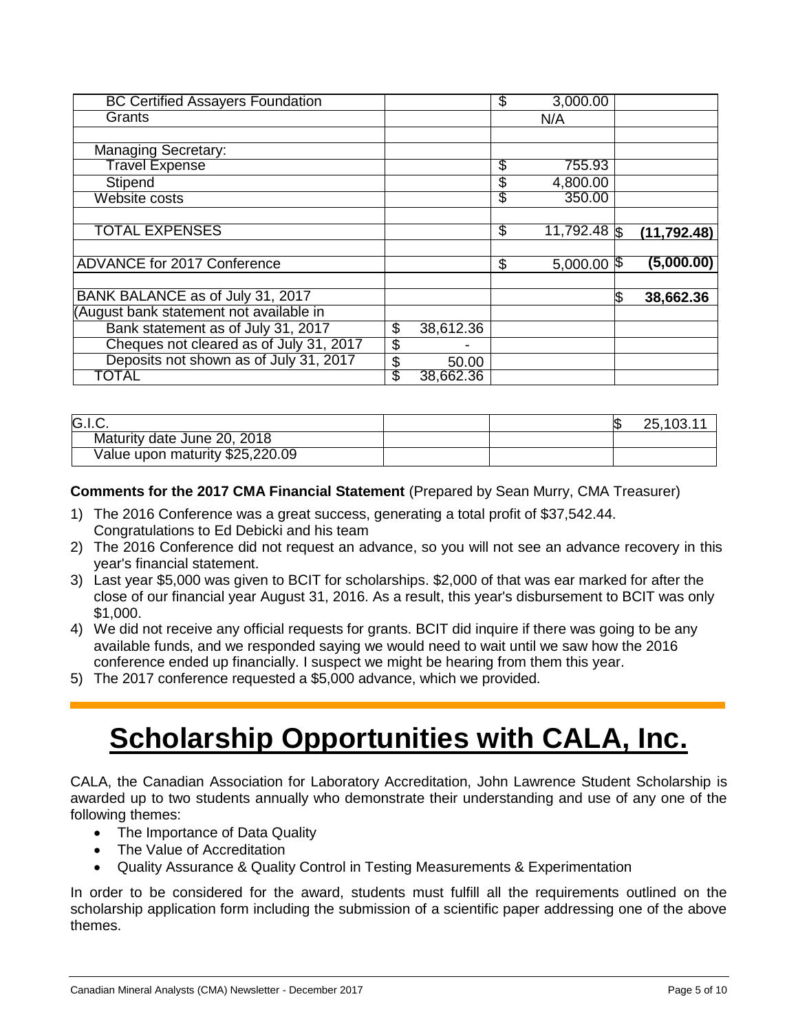| | | | |
|---|---|---|---|
| BC Certified Assayers Foundation | | $ 3,000.00 | |
| Grants | | N/A | |
| | | | |
| Managing Secretary: | | | |
| Travel Expense | | $ 755.93 | |
| Stipend | | $ 4,800.00 | |
| Website costs | | $ 350.00 | |
| | | | |
| TOTAL EXPENSES | | $ 11,792.48 | $ **(11,792.48)** |
| | | | |
| ADVANCE for 2017 Conference | | $ 5,000.00 | $ **(5,000.00)** |
| | | | |
| BANK BALANCE as of July 31, 2017 | | | $ **38,662.36** |
| (August bank statement not available in | | | |
| Bank statement as of July 31, 2017 | $ 38,612.36 | | |
| Cheques not cleared as of July 31, 2017 | $ - | | |
| Deposits not shown as of July 31, 2017 | $ 50.00 | | |
| TOTAL | $ 38,662.36 | | |

| | | | |
|---|---|---|---|
| G.I.C. | | | $ 25,103.11 |
| Maturity date June 20, 2018 | | | |
| Value upon maturity $25,220.09 | | | |

**Comments for the 2017 CMA Financial Statement** (Prepared by Sean Murry, CMA Treasurer)

1) The 2016 Conference was a great success, generating a total profit of $37,542.44. Congratulations to Ed Debicki and his team
2) The 2016 Conference did not request an advance, so you will not see an advance recovery in this year's financial statement.
3) Last year $5,000 was given to BCIT for scholarships. $2,000 of that was ear marked for after the close of our financial year August 31, 2016. As a result, this year's disbursement to BCIT was only $1,000.
4) We did not receive any official requests for grants. BCIT did inquire if there was going to be any available funds, and we responded saying we would need to wait until we saw how the 2016 conference ended up financially. I suspect we might be hearing from them this year.
5) The 2017 conference requested a $5,000 advance, which we provided.

# Scholarship Opportunities with CALA, Inc.

CALA, the Canadian Association for Laboratory Accreditation, John Lawrence Student Scholarship is awarded up to two students annually who demonstrate their understanding and use of any one of the following themes:

- The Importance of Data Quality
- The Value of Accreditation
- Quality Assurance & Quality Control in Testing Measurements & Experimentation

In order to be considered for the award, students must fulfill all the requirements outlined on the scholarship application form including the submission of a scientific paper addressing one of the above themes.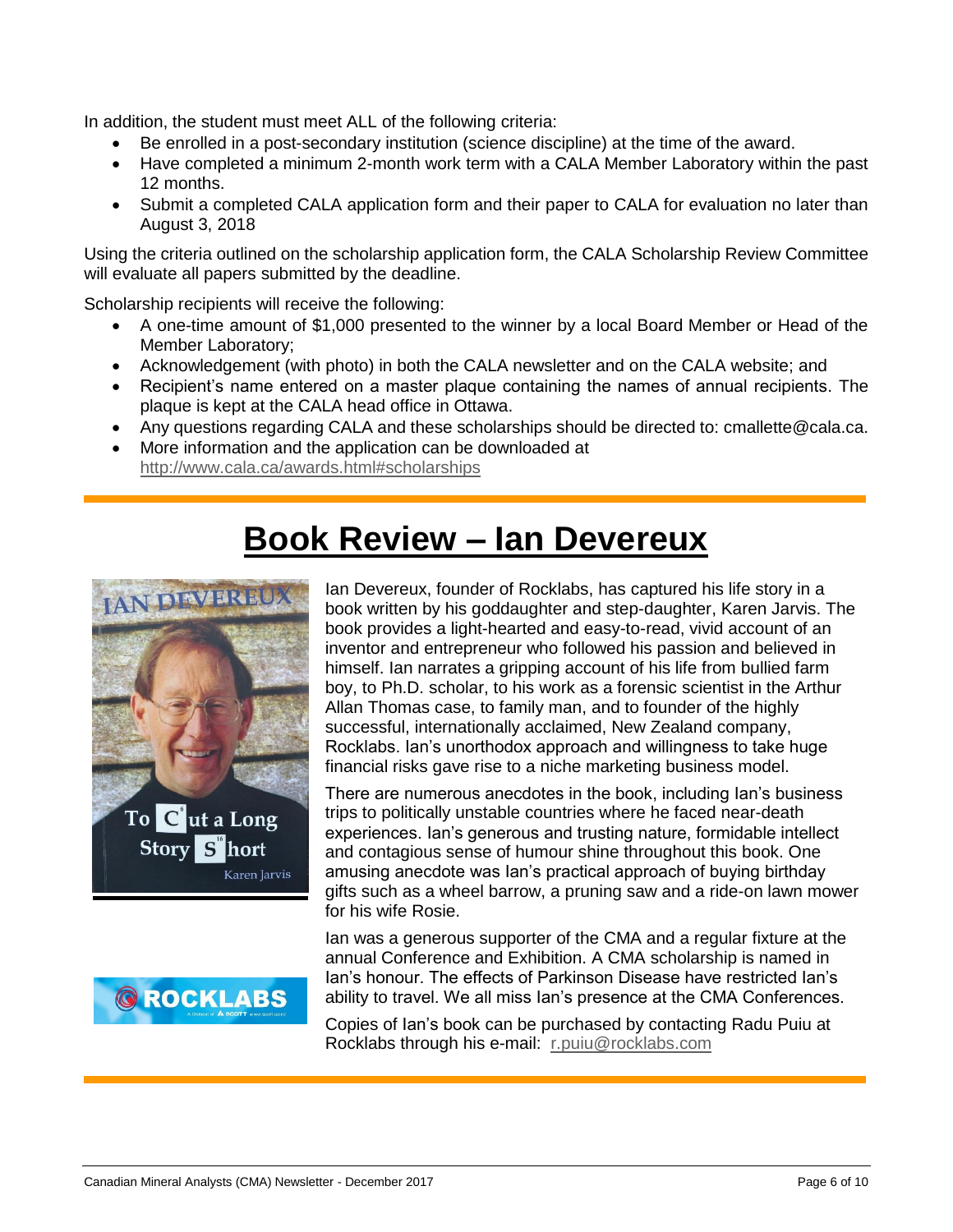In addition, the student must meet ALL of the following criteria:

- Be enrolled in a post-secondary institution (science discipline) at the time of the award.
- Have completed a minimum 2-month work term with a CALA Member Laboratory within the past 12 months.
- Submit a completed CALA application form and their paper to CALA for evaluation no later than August 3, 2018

Using the criteria outlined on the scholarship application form, the CALA Scholarship Review Committee will evaluate all papers submitted by the deadline.

Scholarship recipients will receive the following:

- A one-time amount of $1,000 presented to the winner by a local Board Member or Head of the Member Laboratory;
- Acknowledgement (with photo) in both the CALA newsletter and on the CALA website; and
- Recipient's name entered on a master plaque containing the names of annual recipients. The plaque is kept at the CALA head office in Ottawa.
- Any questions regarding CALA and these scholarships should be directed to: cmallette@cala.ca.
- More information and the application can be downloaded at http://www.cala.ca/awards.html#scholarships

# Book Review – Ian Devereux

Ian Devereux, founder of Rocklabs, has captured his life story in a book written by his goddaughter and step-daughter, Karen Jarvis. The book provides a light-hearted and easy-to-read, vivid account of an inventor and entrepreneur who followed his passion and believed in himself. Ian narrates a gripping account of his life from bullied farm boy, to Ph.D. scholar, to his work as a forensic scientist in the Arthur Allan Thomas case, to family man, and to founder of the highly successful, internationally acclaimed, New Zealand company, Rocklabs. Ian's unorthodox approach and willingness to take huge financial risks gave rise to a niche marketing business model.

There are numerous anecdotes in the book, including Ian's business trips to politically unstable countries where he faced near-death experiences. Ian's generous and trusting nature, formidable intellect and contagious sense of humour shine throughout this book. One amusing anecdote was Ian's practical approach of buying birthday gifts such as a wheel barrow, a pruning saw and a ride-on lawn mower for his wife Rosie.

Ian was a generous supporter of the CMA and a regular fixture at the annual Conference and Exhibition. A CMA scholarship is named in Ian's honour. The effects of Parkinson Disease have restricted Ian's ability to travel. We all miss Ian's presence at the CMA Conferences.

Copies of Ian's book can be purchased by contacting Radu Puiu at Rocklabs through his e-mail: r.puiu@rocklabs.com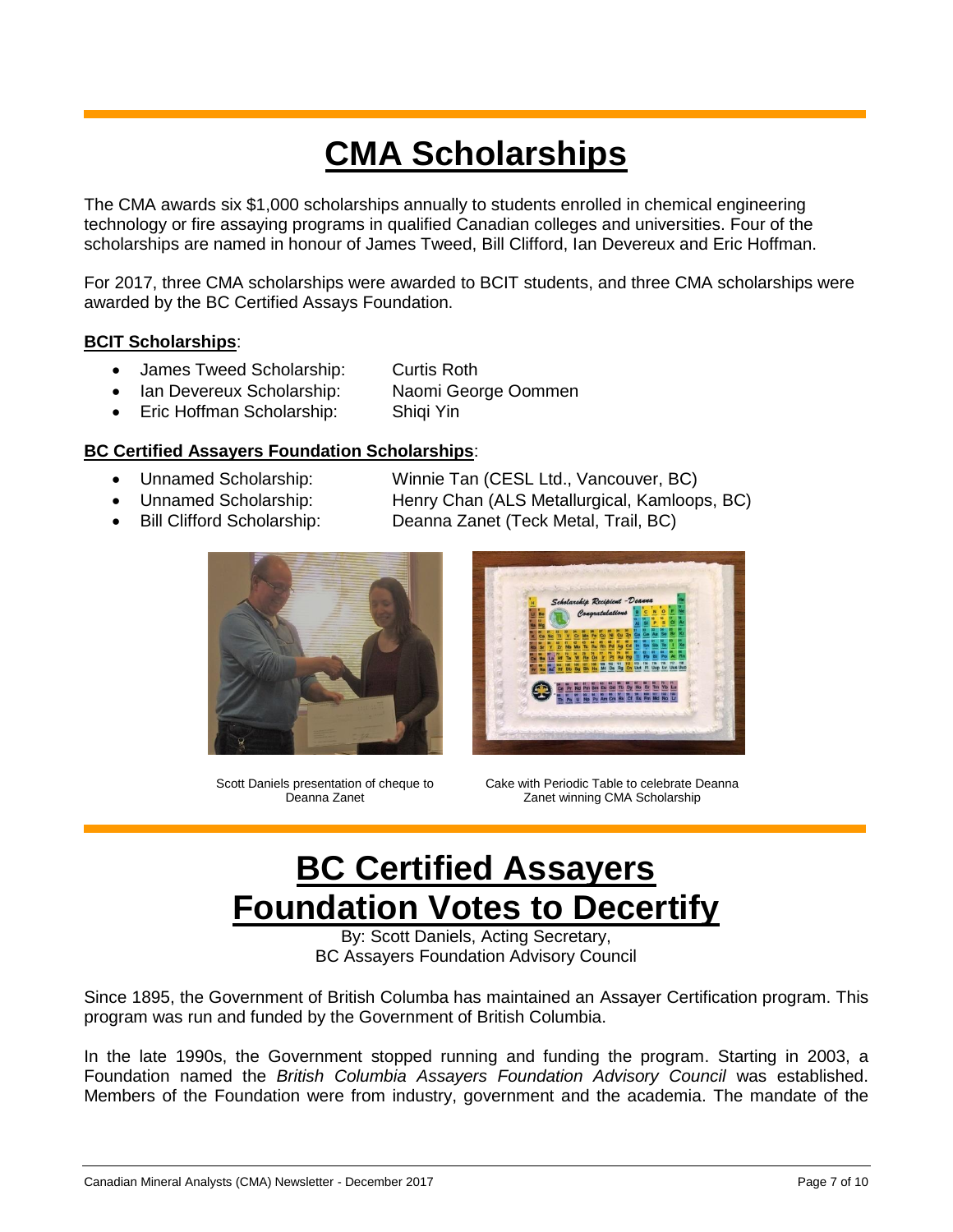# CMA Scholarships

The CMA awards six $1,000 scholarships annually to students enrolled in chemical engineering technology or fire assaying programs in qualified Canadian colleges and universities. Four of the scholarships are named in honour of James Tweed, Bill Clifford, Ian Devereux and Eric Hoffman.

For 2017, three CMA scholarships were awarded to BCIT students, and three CMA scholarships were awarded by the BC Certified Assays Foundation.

**BCIT Scholarships**:

- James Tweed Scholarship: Curtis Roth
- Ian Devereux Scholarship: Naomi George Oommen
- Eric Hoffman Scholarship: Shiqi Yin

**BC Certified Assayers Foundation Scholarships**:

- Unnamed Scholarship: Winnie Tan (CESL Ltd., Vancouver, BC)
- Unnamed Scholarship: Henry Chan (ALS Metallurgical, Kamloops, BC)
- Bill Clifford Scholarship: Deanna Zanet (Teck Metal, Trail, BC)

Scott Daniels presentation of cheque to Deanna Zanet

Cake with Periodic Table to celebrate Deanna Zanet winning CMA Scholarship

# BC Certified Assayers Foundation Votes to Decertify

By: Scott Daniels, Acting Secretary,
BC Assayers Foundation Advisory Council

Since 1895, the Government of British Columba has maintained an Assayer Certification program. This program was run and funded by the Government of British Columbia.

In the late 1990s, the Government stopped running and funding the program. Starting in 2003, a Foundation named the *British Columbia Assayers Foundation Advisory Council* was established. Members of the Foundation were from industry, government and the academia. The mandate of the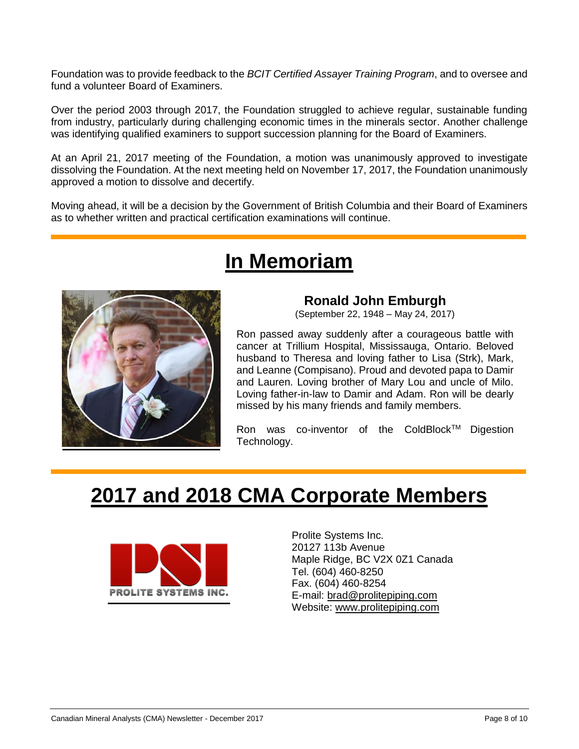Foundation was to provide feedback to the *BCIT Certified Assayer Training Program*, and to oversee and fund a volunteer Board of Examiners.

Over the period 2003 through 2017, the Foundation struggled to achieve regular, sustainable funding from industry, particularly during challenging economic times in the minerals sector. Another challenge was identifying qualified examiners to support succession planning for the Board of Examiners.

At an April 21, 2017 meeting of the Foundation, a motion was unanimously approved to investigate dissolving the Foundation. At the next meeting held on November 17, 2017, the Foundation unanimously approved a motion to dissolve and decertify.

Moving ahead, it will be a decision by the Government of British Columbia and their Board of Examiners as to whether written and practical certification examinations will continue.

# In Memoriam

### Ronald John Emburgh

(September 22, 1948 – May 24, 2017)

Ron passed away suddenly after a courageous battle with cancer at Trillium Hospital, Mississauga, Ontario. Beloved husband to Theresa and loving father to Lisa (Strk), Mark, and Leanne (Compisano). Proud and devoted papa to Damir and Lauren. Loving brother of Mary Lou and uncle of Milo. Loving father-in-law to Damir and Adam. Ron will be dearly missed by his many friends and family members.

Ron was co-inventor of the ColdBlock™ Digestion Technology.

# 2017 and 2018 CMA Corporate Members

PROLITE SYSTEMS INC.

Prolite Systems Inc.
20127 113b Avenue
Maple Ridge, BC V2X 0Z1 Canada
Tel. (604) 460-8250
Fax. (604) 460-8254
E-mail: brad@prolitepiping.com
Website: www.prolitepiping.com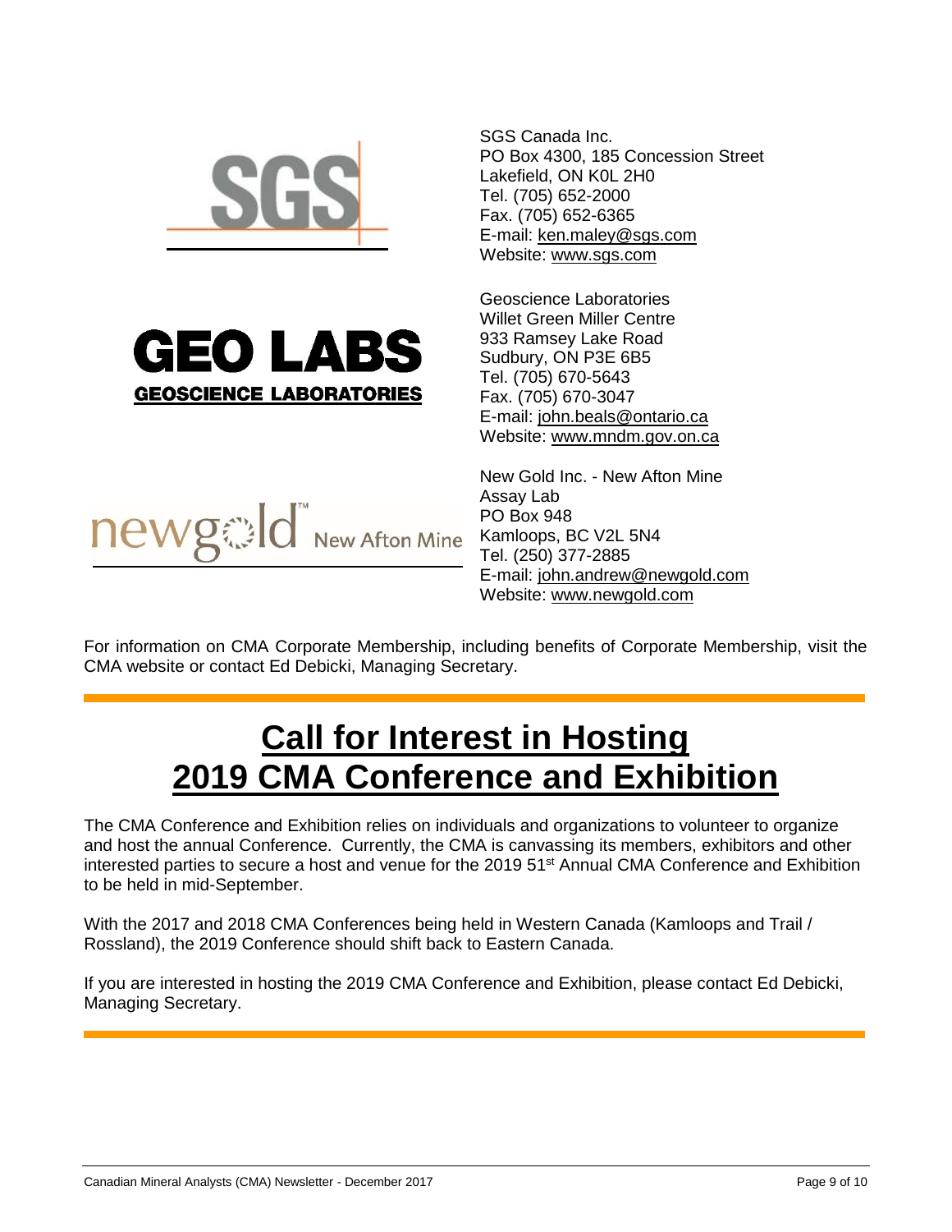SGS Canada Inc.
PO Box 4300, 185 Concession Street
Lakefield, ON K0L 2H0
Tel. (705) 652-2000
Fax. (705) 652-6365
E-mail: ken.maley@sgs.com
Website: www.sgs.com

Geoscience Laboratories
Willet Green Miller Centre
933 Ramsey Lake Road
Sudbury, ON P3E 6B5
Tel. (705) 670-5643
Fax. (705) 670-3047
E-mail: john.beals@ontario.ca
Website: www.mndm.gov.on.ca

New Gold Inc. - New Afton Mine
Assay Lab
PO Box 948
Kamloops, BC V2L 5N4
Tel. (250) 377-2885
E-mail: john.andrew@newgold.com
Website: www.newgold.com

For information on CMA Corporate Membership, including benefits of Corporate Membership, visit the CMA website or contact Ed Debicki, Managing Secretary.

# Call for Interest in Hosting 2019 CMA Conference and Exhibition

The CMA Conference and Exhibition relies on individuals and organizations to volunteer to organize and host the annual Conference. Currently, the CMA is canvassing its members, exhibitors and other interested parties to secure a host and venue for the 2019 51st Annual CMA Conference and Exhibition to be held in mid-September.

With the 2017 and 2018 CMA Conferences being held in Western Canada (Kamloops and Trail / Rossland), the 2019 Conference should shift back to Eastern Canada.

If you are interested in hosting the 2019 CMA Conference and Exhibition, please contact Ed Debicki, Managing Secretary.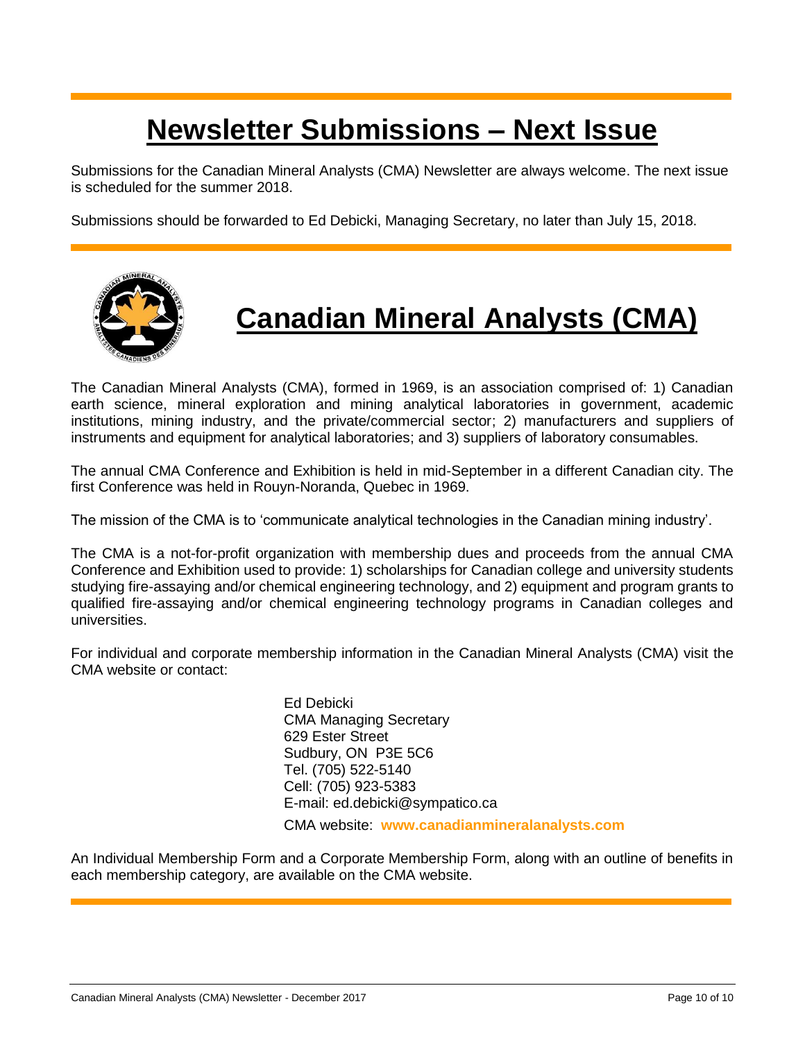# Newsletter Submissions – Next Issue

Submissions for the Canadian Mineral Analysts (CMA) Newsletter are always welcome. The next issue is scheduled for the summer 2018.

Submissions should be forwarded to Ed Debicki, Managing Secretary, no later than July 15, 2018.

# Canadian Mineral Analysts (CMA)

The Canadian Mineral Analysts (CMA), formed in 1969, is an association comprised of: 1) Canadian earth science, mineral exploration and mining analytical laboratories in government, academic institutions, mining industry, and the private/commercial sector; 2) manufacturers and suppliers of instruments and equipment for analytical laboratories; and 3) suppliers of laboratory consumables.

The annual CMA Conference and Exhibition is held in mid-September in a different Canadian city. The first Conference was held in Rouyn-Noranda, Quebec in 1969.

The mission of the CMA is to 'communicate analytical technologies in the Canadian mining industry'.

The CMA is a not-for-profit organization with membership dues and proceeds from the annual CMA Conference and Exhibition used to provide: 1) scholarships for Canadian college and university students studying fire-assaying and/or chemical engineering technology, and 2) equipment and program grants to qualified fire-assaying and/or chemical engineering technology programs in Canadian colleges and universities.

For individual and corporate membership information in the Canadian Mineral Analysts (CMA) visit the CMA website or contact:

Ed Debicki
CMA Managing Secretary
629 Ester Street
Sudbury, ON P3E 5C6
Tel. (705) 522-5140
Cell: (705) 923-5383
E-mail: ed.debicki@sympatico.ca

CMA website: **www.canadianmineralanalysts.com**

An Individual Membership Form and a Corporate Membership Form, along with an outline of benefits in each membership category, are available on the CMA website.